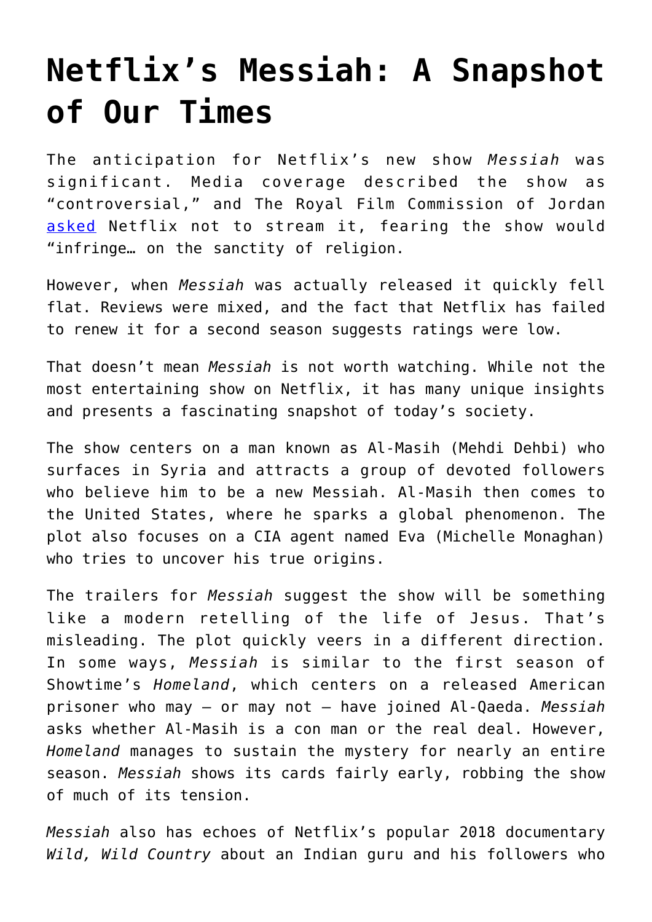# Netflix's Messiah: A Snapshot of Our Times

The anticipation for Netflix's new show *Messiah* was significant. Media coverage described the show as "controversial," and The Royal Film Commission of Jordan [asked](asked) Netflix not to stream it, fearing the show would "infringe… on the sanctity of religion.

However, when *Messiah* was actually released it quickly fell flat. Reviews were mixed, and the fact that Netflix has failed to renew it for a second season suggests ratings were low.

That doesn't mean *Messiah* is not worth watching. While not the most entertaining show on Netflix, it has many unique insights and presents a fascinating snapshot of today's society.

The show centers on a man known as Al-Masih (Mehdi Dehbi) who surfaces in Syria and attracts a group of devoted followers who believe him to be a new Messiah. Al-Masih then comes to the United States, where he sparks a global phenomenon. The plot also focuses on a CIA agent named Eva (Michelle Monaghan) who tries to uncover his true origins.

The trailers for *Messiah* suggest the show will be something like a modern retelling of the life of Jesus. That's misleading. The plot quickly veers in a different direction. In some ways, *Messiah* is similar to the first season of Showtime's *Homeland*, which centers on a released American prisoner who may – or may not – have joined Al-Qaeda. *Messiah* asks whether Al-Masih is a con man or the real deal. However, *Homeland* manages to sustain the mystery for nearly an entire season. *Messiah* shows its cards fairly early, robbing the show of much of its tension.

*Messiah* also has echoes of Netflix's popular 2018 documentary *Wild, Wild Country* about an Indian guru and his followers who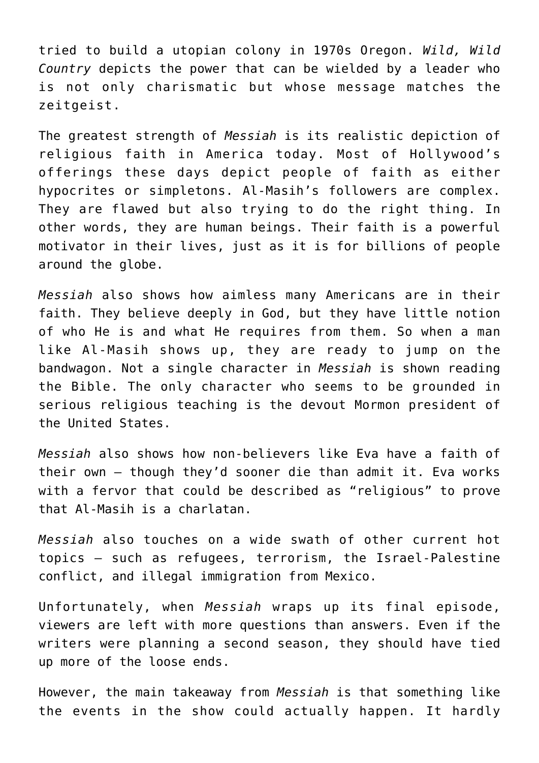tried to build a utopian colony in 1970s Oregon. *Wild, Wild Country* depicts the power that can be wielded by a leader who is not only charismatic but whose message matches the zeitgeist.

The greatest strength of *Messiah* is its realistic depiction of religious faith in America today. Most of Hollywood's offerings these days depict people of faith as either hypocrites or simpletons. Al-Masih's followers are complex. They are flawed but also trying to do the right thing. In other words, they are human beings. Their faith is a powerful motivator in their lives, just as it is for billions of people around the globe.

*Messiah* also shows how aimless many Americans are in their faith. They believe deeply in God, but they have little notion of who He is and what He requires from them. So when a man like Al-Masih shows up, they are ready to jump on the bandwagon. Not a single character in *Messiah* is shown reading the Bible. The only character who seems to be grounded in serious religious teaching is the devout Mormon president of the United States.

*Messiah* also shows how non-believers like Eva have a faith of their own – though they'd sooner die than admit it. Eva works with a fervor that could be described as "religious" to prove that Al-Masih is a charlatan.

*Messiah* also touches on a wide swath of other current hot topics – such as refugees, terrorism, the Israel-Palestine conflict, and illegal immigration from Mexico.

Unfortunately, when *Messiah* wraps up its final episode, viewers are left with more questions than answers. Even if the writers were planning a second season, they should have tied up more of the loose ends.

However, the main takeaway from *Messiah* is that something like the events in the show could actually happen. It hardly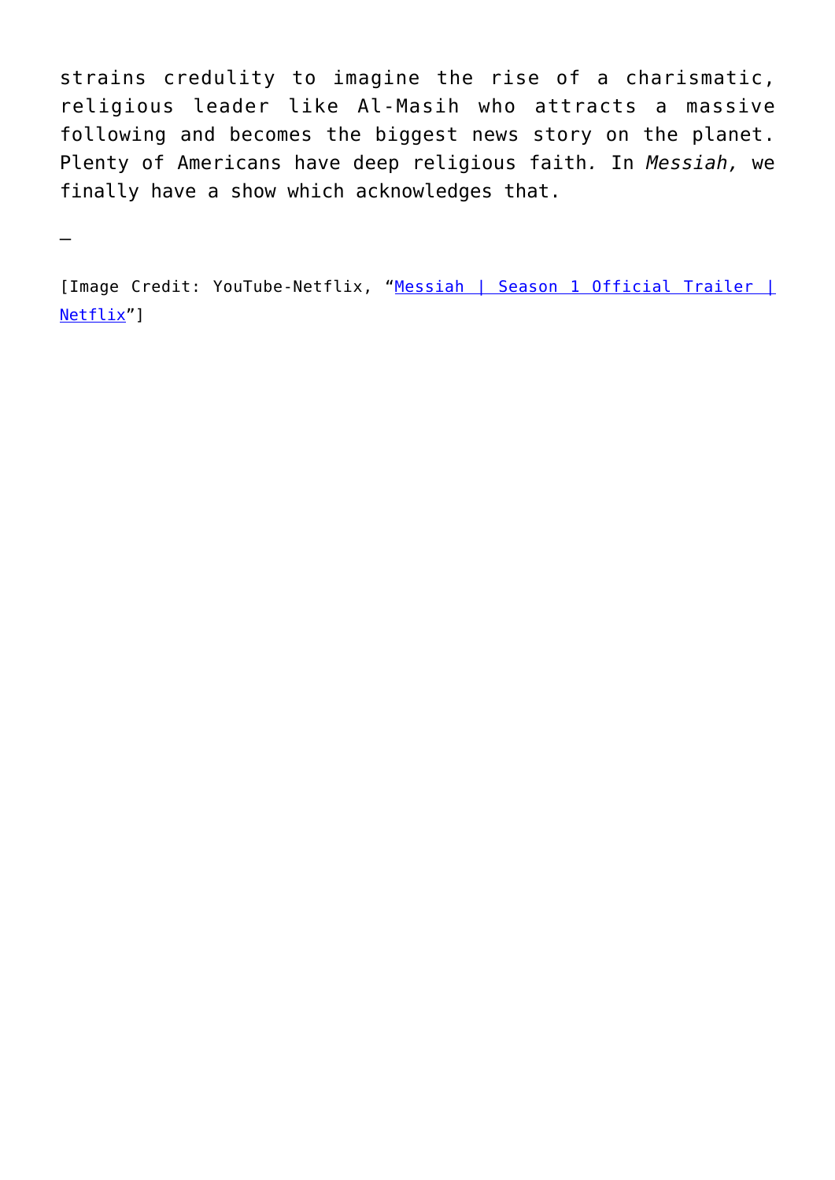strains credulity to imagine the rise of a charismatic, religious leader like Al-Masih who attracts a massive following and becomes the biggest news story on the planet. Plenty of Americans have deep religious faith. In *Messiah,* we finally have a show which acknowledges that.

—

[Image Credit: YouTube-Netflix, "Messiah | Season 1 Official Trailer | Netflix"]